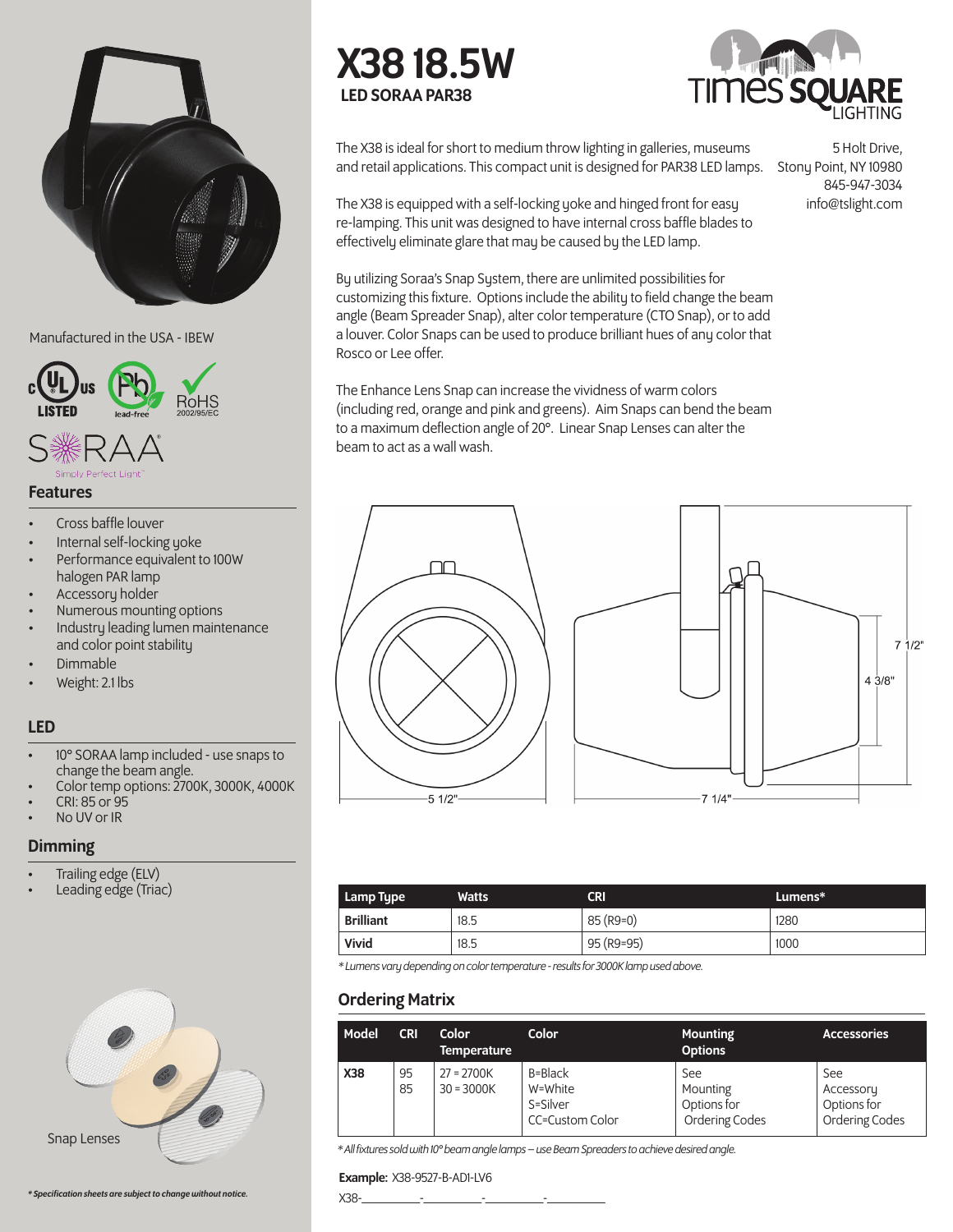# X38 18.5W

**LED SORAA PAR38**

TIMES SQUARE LIGHTING

5 Holt Drive,
Stony Point, NY 10980
845-947-3034
info@tslight.com

The X38 is ideal for short to medium throw lighting in galleries, museums and retail applications. This compact unit is designed for PAR38 LED lamps.

The X38 is equipped with a self-locking yoke and hinged front for easy re-lamping. This unit was designed to have internal cross baffle blades to effectively eliminate glare that may be caused by the LED lamp.

By utilizing Soraa's Snap System, there are unlimited possibilities for customizing this fixture. Options include the ability to field change the beam angle (Beam Spreader Snap), alter color temperature (CTO Snap), or to add a louver. Color Snaps can be used to produce brilliant hues of any color that Rosco or Lee offer.

The Enhance Lens Snap can increase the vividness of warm colors (including red, orange and pink and greens). Aim Snaps can bend the beam to a maximum deflection angle of 20°. Linear Snap Lenses can alter the beam to act as a wall wash.

Manufactured in the USA - IBEW

c UL us LISTED · lead-free · RoHS 2002/95/EC

SORAA Simply Perfect Light™

## Features

- Cross baffle louver
- Internal self-locking yoke
- Performance equivalent to 100W halogen PAR lamp
- Accessory holder
- Numerous mounting options
- Industry leading lumen maintenance and color point stability
- Dimmable
- Weight: 2.1 lbs

## LED

- 10° SORAA lamp included - use snaps to change the beam angle.
- Color temp options: 2700K, 3000K, 4000K
- CRI: 85 or 95
- No UV or IR

## Dimming

- Trailing edge (ELV)
- Leading edge (Triac)

5 1/2" · 7 1/4" · 7 1/2" · 4 3/8"

| Lamp Type | Watts | CRI | Lumens* |
|---|---|---|---|
| **Brilliant** | 18.5 | 85 (R9=0) | 1280 |
| **Vivid** | 18.5 | 95 (R9=95) | 1000 |

*\* Lumens vary depending on color temperature - results for 3000K lamp used above.*

## Ordering Matrix

| Model | CRI | Color Temperature | Color | Mounting Options | Accessories |
|---|---|---|---|---|---|
| **X38** | 95<br>85 | 27 = 2700K<br>30 = 3000K | B=Black<br>W=White<br>S=Silver<br>CC=Custom Color | See Mounting Options for Ordering Codes | See Accessory Options for Ordering Codes |

*\* All fixtures sold with 10° beam angle lamps – use Beam Spreaders to achieve desired angle.*

**Example:** X38-9527-B-ADI-LV6

X38-\_\_\_\_\_\_\_\_-\_\_\_\_\_\_\_\_-\_\_\_\_\_\_\_\_-\_\_\_\_\_\_\_\_

Snap Lenses

*\* Specification sheets are subject to change without notice.*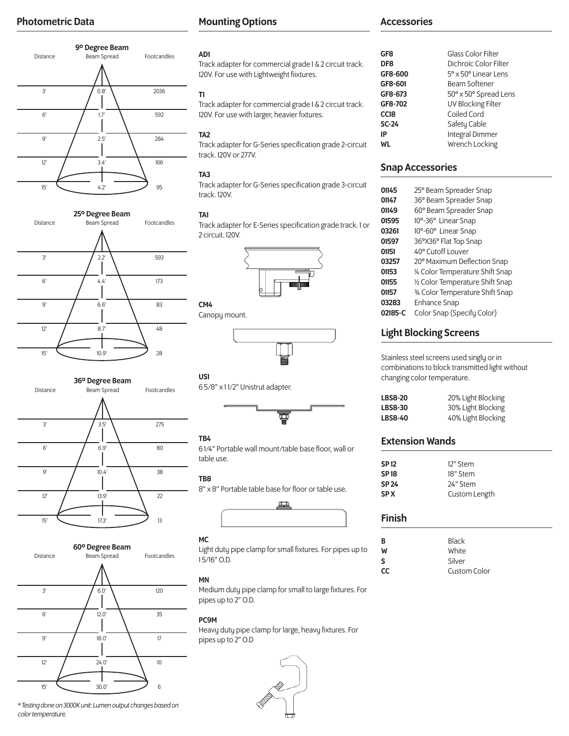## Photometric Data

**9º Degree Beam**

Distance | Beam Spread | Footcandles

3' | 0.8' | 2036

6' | 1.7' | 592

9' | 2.5' | 284

12' | 3.4' | 166

15' | 4.2' | 95

**25º Degree Beam**

Distance | Beam Spread | Footcandles

3' | 2.2' | 593

6' | 4.4' | 173

9' | 6.6' | 83

12' | 8.7' | 48

15' | 10.9' | 28

**36º Degree Beam**

Distance | Beam Spread | Footcandles

3' | 3.5' | 275

6' | 6.9' | 80

9' | 10.4' | 38

12' | 13.9' | 22

15' | 17.3' | 13

**60º Degree Beam**

Distance | Beam Spread | Footcandles

3' | 6.0' | 120

6' | 12.0' | 35

9' | 18.0' | 17

12' | 24.0' | 10

15' | 30.0' | 6

*\* Testing done on 3000K unit: Lumen output changes based on color temperature.*

## Mounting Options

**AD1**
Track adapter for commercial grade 1 & 2 circuit track. 120V. For use with Lightweight fiixtures.

**T1**
Track adapter for commercial grade 1 & 2 circuit track. 120V. For use with larger, heavier fixtures.

**TA2**
Track adapter for G-Series specification grade 2-circuit track. 120V or 277V.

**TA3**
Track adapter for G-Series specification grade 3-circuit track. 120V.

**TA1**
Track adapter for E-Series specification grade track. 1 or 2 circuit. 120V.

**CM4**
Canopy mount.

**US1**
6 5/8" x 1 1/2" Unistrut adapter.

**TB4**
6 1/4" Portable wall mount/table base floor, wall or table use.

**TB8**
8" x 8" Portable table base for floor or table use.

**MC**
Light duty pipe clamp for small fixtures. For pipes up to 1 5/16" O.D.

**MN**
Medium duty pipe clamp for small to large fixtures. For pipes up to 2" O.D.

**PC9M**
Heavy duty pipe clamp for large, heavy fixtures. For pipes up to 2" O.D

## Accessories

| | |
|---|---|
| **GF8** | Glass Color Filter |
| **DF8** | Dichroic Color Filter |
| **GF8-600** | 5° x 50° Linear Lens |
| **GF8-601** | Beam Softener |
| **GF8-673** | 50° x 50° Spread Lens |
| **GF8-702** | UV Blocking Filter |
| **CC18** | Coiled Cord |
| **SC-24** | Safety Cable |
| **IP** | Integral Dimmer |
| **WL** | Wrench Locking |

## Snap Accessories

| | |
|---|---|
| **01145** | 25° Beam Spreader Snap |
| **01147** | 36° Beam Spreader Snap |
| **01149** | 60° Beam Spreader Snap |
| **01595** | 10°-36° Linear Snap |
| **03261** | 10°-60° Linear Snap |
| **01597** | 36°X36° Flat Top Snap |
| **01151** | 40° Cutoff Louver |
| **03257** | 20° Maximum Deflection Snap |
| **01153** | ¼ Color Temperature Shift Snap |
| **01155** | ½ Color Temperature Shift Snap |
| **01157** | ¾ Color Temperature Shift Snap |
| **03283** | Enhance Snap |
| **02185-C** | Color Snap (Specify Color) |

## Light Blocking Screens

Stainless steel screens used singly or in combinations to block transmitted light without changing color temperature.

| | |
|---|---|
| **LBS8-20** | 20% Light Blocking |
| **LBS8-30** | 30% Light Blocking |
| **LBS8-40** | 40% Light Blocking |

## Extension Wands

| | |
|---|---|
| **SP 12** | 12" Stem |
| **SP 18** | 18" Stem |
| **SP 24** | 24" Stem |
| **SP X** | Custom Length |

## Finish

| | |
|---|---|
| **B** | Black |
| **W** | White |
| **S** | Silver |
| **CC** | Custom Color |